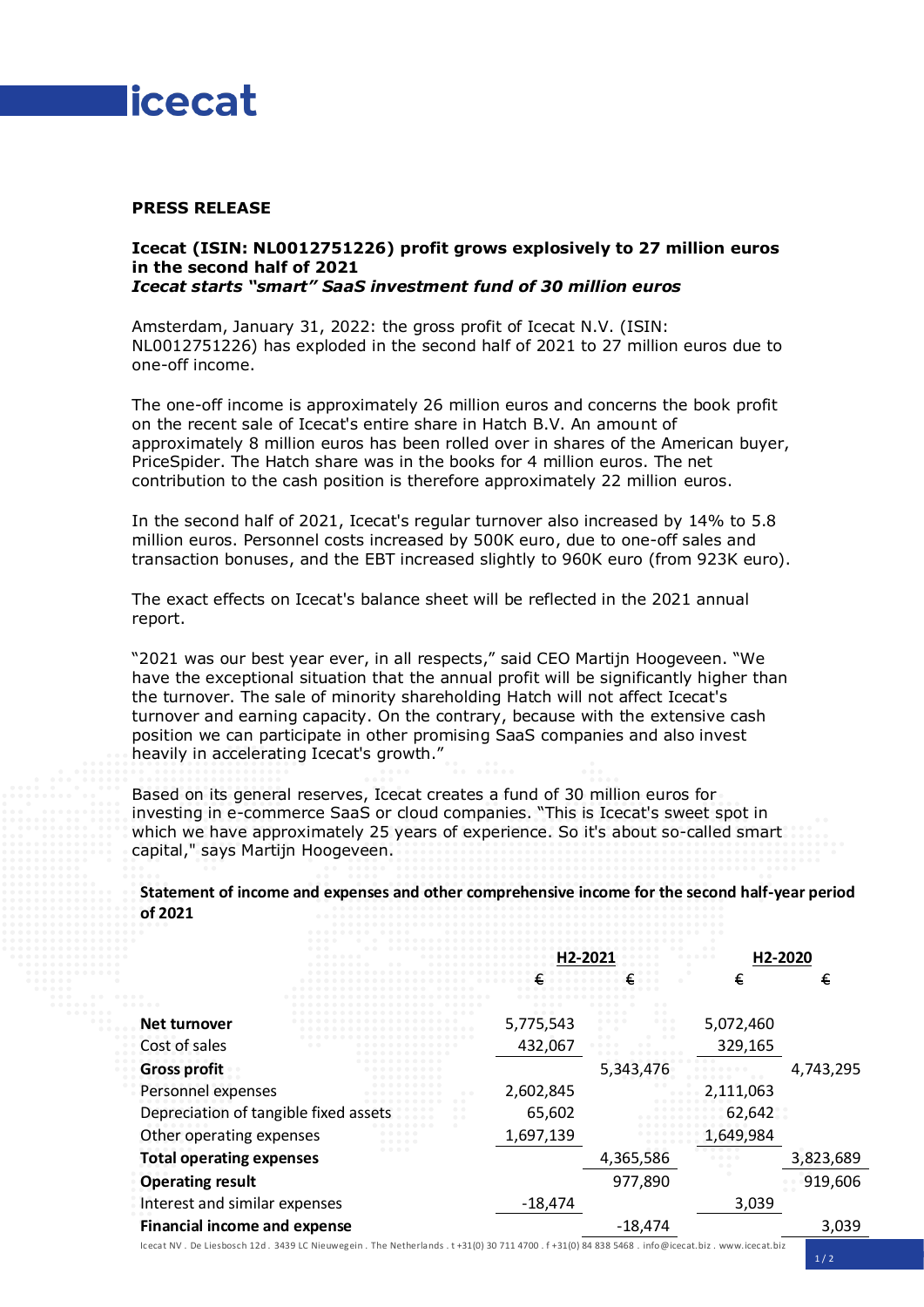**icecat**

**PRESS RELEASE**

**Icecat (ISIN: NL0012751226) profit grows explosively to 27 million euros in the second half of 2021**
***Icecat starts "smart" SaaS investment fund of 30 million euros***

Amsterdam, January 31, 2022: the gross profit of Icecat N.V. (ISIN: NL0012751226) has exploded in the second half of 2021 to 27 million euros due to one-off income.

The one-off income is approximately 26 million euros and concerns the book profit on the recent sale of Icecat's entire share in Hatch B.V. An amount of approximately 8 million euros has been rolled over in shares of the American buyer, PriceSpider. The Hatch share was in the books for 4 million euros. The net contribution to the cash position is therefore approximately 22 million euros.

In the second half of 2021, Icecat's regular turnover also increased by 14% to 5.8 million euros. Personnel costs increased by 500K euro, due to one-off sales and transaction bonuses, and the EBT increased slightly to 960K euro (from 923K euro).

The exact effects on Icecat's balance sheet will be reflected in the 2021 annual report.

"2021 was our best year ever, in all respects," said CEO Martijn Hoogeveen. "We have the exceptional situation that the annual profit will be significantly higher than the turnover. The sale of minority shareholding Hatch will not affect Icecat's turnover and earning capacity. On the contrary, because with the extensive cash position we can participate in other promising SaaS companies and also invest heavily in accelerating Icecat's growth."

Based on its general reserves, Icecat creates a fund of 30 million euros for investing in e-commerce SaaS or cloud companies. "This is Icecat's sweet spot in which we have approximately 25 years of experience. So it's about so-called smart capital," says Martijn Hoogeveen.

**Statement of income and expenses and other comprehensive income for the second half-year period of 2021**

| | H2-2021 | | H2-2020 | |
|---|---|---|---|---|
| | € | € | € | € |
| **Net turnover** | 5,775,543 | | 5,072,460 | |
| Cost of sales | 432,067 | | 329,165 | |
| **Gross profit** | | 5,343,476 | | 4,743,295 |
| Personnel expenses | 2,602,845 | | 2,111,063 | |
| Depreciation of tangible fixed assets | 65,602 | | 62,642 | |
| Other operating expenses | 1,697,139 | | 1,649,984 | |
| **Total operating expenses** | | 4,365,586 | | 3,823,689 |
| **Operating result** | | 977,890 | | 919,606 |
| Interest and similar expenses | -18,474 | | 3,039 | |
| **Financial income and expense** | | -18,474 | | 3,039 |

Icecat NV . De Liesbosch 12d . 3439 LC Nieuwegein . The Netherlands . t +31(0) 30 711 4700 . f +31(0) 84 838 5468 . info@icecat.biz . www.icecat.biz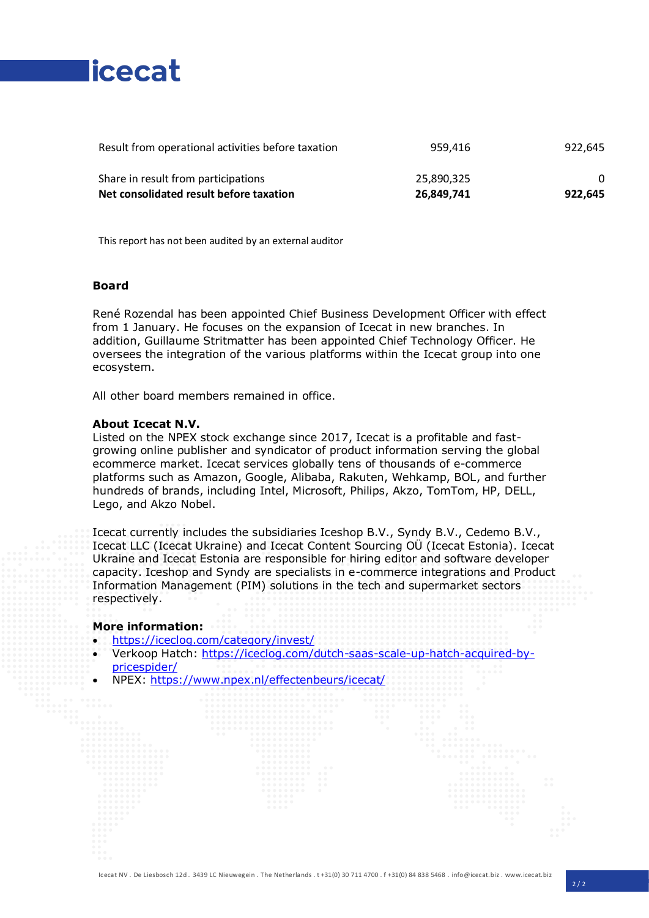| | | |
|---|---|---|
| Result from operational activities before taxation | 959,416 | 922,645 |
| Share in result from participations | 25,890,325 | 0 |
| **Net consolidated result before taxation** | **26,849,741** | **922,645** |

This report has not been audited by an external auditor

**Board**

René Rozendal has been appointed Chief Business Development Officer with effect from 1 January. He focuses on the expansion of Icecat in new branches. In addition, Guillaume Stritmatter has been appointed Chief Technology Officer. He oversees the integration of the various platforms within the Icecat group into one ecosystem.

All other board members remained in office.

**About Icecat N.V.**

Listed on the NPEX stock exchange since 2017, Icecat is a profitable and fast-growing online publisher and syndicator of product information serving the global ecommerce market. Icecat services globally tens of thousands of e-commerce platforms such as Amazon, Google, Alibaba, Rakuten, Wehkamp, BOL, and further hundreds of brands, including Intel, Microsoft, Philips, Akzo, TomTom, HP, DELL, Lego, and Akzo Nobel.

Icecat currently includes the subsidiaries Iceshop B.V., Syndy B.V., Cedemo B.V., Icecat LLC (Icecat Ukraine) and Icecat Content Sourcing OÜ (Icecat Estonia). Icecat Ukraine and Icecat Estonia are responsible for hiring editor and software developer capacity. Iceshop and Syndy are specialists in e-commerce integrations and Product Information Management (PIM) solutions in the tech and supermarket sectors respectively.

**More information:**

- https://iceclog.com/category/invest/
- Verkoop Hatch: https://iceclog.com/dutch-saas-scale-up-hatch-acquired-by-pricespider/
- NPEX: https://www.npex.nl/effectenbeurs/icecat/

Icecat NV . De Liesbosch 12d . 3439 LC Nieuwegein . The Netherlands . t +31(0) 30 711 4700 . f +31(0) 84 838 5468 . info@icecat.biz . www.icecat.biz